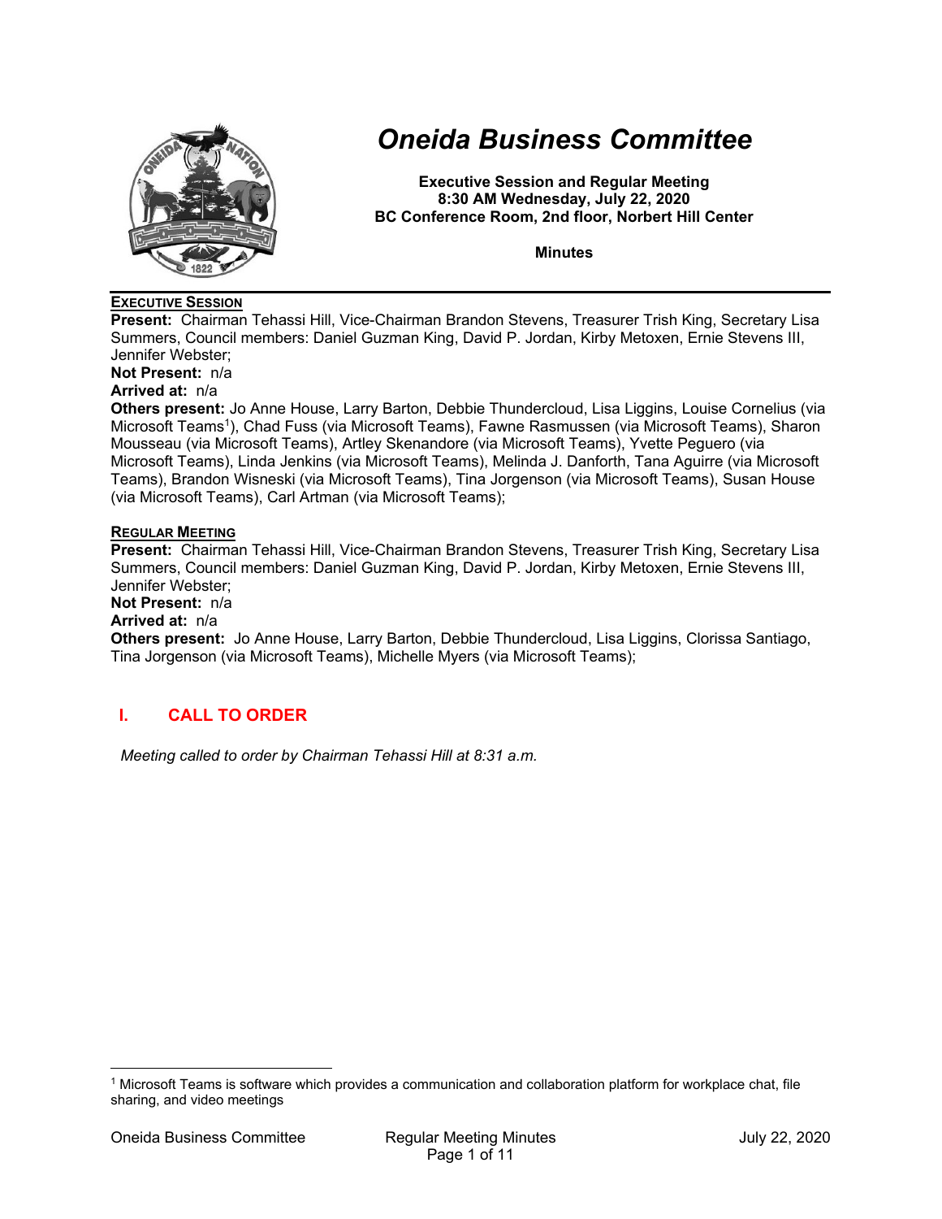# Oneida Business Committee

**Executive Session and Regular Meeting**
**8:30 AM Wednesday, July 22, 2020**
**BC Conference Room, 2nd floor, Norbert Hill Center**

**Minutes**

---

**EXECUTIVE SESSION**

**Present:** Chairman Tehassi Hill, Vice-Chairman Brandon Stevens, Treasurer Trish King, Secretary Lisa Summers, Council members: Daniel Guzman King, David P. Jordan, Kirby Metoxen, Ernie Stevens III, Jennifer Webster;

**Not Present:** n/a

**Arrived at:** n/a

**Others present:** Jo Anne House, Larry Barton, Debbie Thundercloud, Lisa Liggins, Louise Cornelius (via Microsoft Teams[1]), Chad Fuss (via Microsoft Teams), Fawne Rasmussen (via Microsoft Teams), Sharon Mousseau (via Microsoft Teams), Artley Skenandore (via Microsoft Teams), Yvette Peguero (via Microsoft Teams), Linda Jenkins (via Microsoft Teams), Melinda J. Danforth, Tana Aguirre (via Microsoft Teams), Brandon Wisneski (via Microsoft Teams), Tina Jorgenson (via Microsoft Teams), Susan House (via Microsoft Teams), Carl Artman (via Microsoft Teams);

**REGULAR MEETING**

**Present:** Chairman Tehassi Hill, Vice-Chairman Brandon Stevens, Treasurer Trish King, Secretary Lisa Summers, Council members: Daniel Guzman King, David P. Jordan, Kirby Metoxen, Ernie Stevens III, Jennifer Webster;

**Not Present:** n/a

**Arrived at:** n/a

**Others present:** Jo Anne House, Larry Barton, Debbie Thundercloud, Lisa Liggins, Clorissa Santiago, Tina Jorgenson (via Microsoft Teams), Michelle Myers (via Microsoft Teams);

## I. CALL TO ORDER

*Meeting called to order by Chairman Tehassi Hill at 8:31 a.m.*

---

[1] Microsoft Teams is software which provides a communication and collaboration platform for workplace chat, file sharing, and video meetings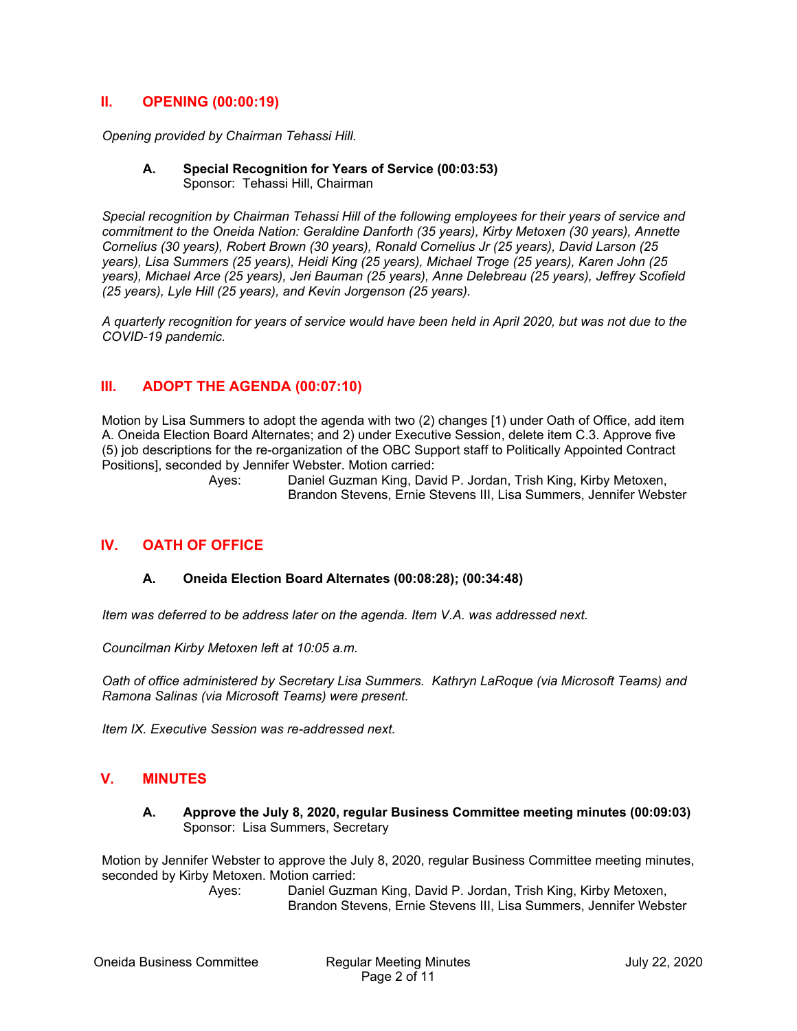## II. OPENING (00:00:19)

*Opening provided by Chairman Tehassi Hill.*

### A. Special Recognition for Years of Service (00:03:53)
Sponsor: Tehassi Hill, Chairman

*Special recognition by Chairman Tehassi Hill of the following employees for their years of service and commitment to the Oneida Nation: Geraldine Danforth (35 years), Kirby Metoxen (30 years), Annette Cornelius (30 years), Robert Brown (30 years), Ronald Cornelius Jr (25 years), David Larson (25 years), Lisa Summers (25 years), Heidi King (25 years), Michael Troge (25 years), Karen John (25 years), Michael Arce (25 years), Jeri Bauman (25 years), Anne Delebreau (25 years), Jeffrey Scofield (25 years), Lyle Hill (25 years), and Kevin Jorgenson (25 years).*

*A quarterly recognition for years of service would have been held in April 2020, but was not due to the COVID-19 pandemic.*

## III. ADOPT THE AGENDA (00:07:10)

Motion by Lisa Summers to adopt the agenda with two (2) changes [1) under Oath of Office, add item A. Oneida Election Board Alternates; and 2) under Executive Session, delete item C.3. Approve five (5) job descriptions for the re-organization of the OBC Support staff to Politically Appointed Contract Positions], seconded by Jennifer Webster. Motion carried:

Ayes: Daniel Guzman King, David P. Jordan, Trish King, Kirby Metoxen, Brandon Stevens, Ernie Stevens III, Lisa Summers, Jennifer Webster

## IV. OATH OF OFFICE

### A. Oneida Election Board Alternates (00:08:28); (00:34:48)

*Item was deferred to be address later on the agenda. Item V.A. was addressed next.*

*Councilman Kirby Metoxen left at 10:05 a.m.*

*Oath of office administered by Secretary Lisa Summers. Kathryn LaRoque (via Microsoft Teams) and Ramona Salinas (via Microsoft Teams) were present.*

*Item IX. Executive Session was re-addressed next.*

## V. MINUTES

### A. Approve the July 8, 2020, regular Business Committee meeting minutes (00:09:03)
Sponsor: Lisa Summers, Secretary

Motion by Jennifer Webster to approve the July 8, 2020, regular Business Committee meeting minutes, seconded by Kirby Metoxen. Motion carried:

Ayes: Daniel Guzman King, David P. Jordan, Trish King, Kirby Metoxen, Brandon Stevens, Ernie Stevens III, Lisa Summers, Jennifer Webster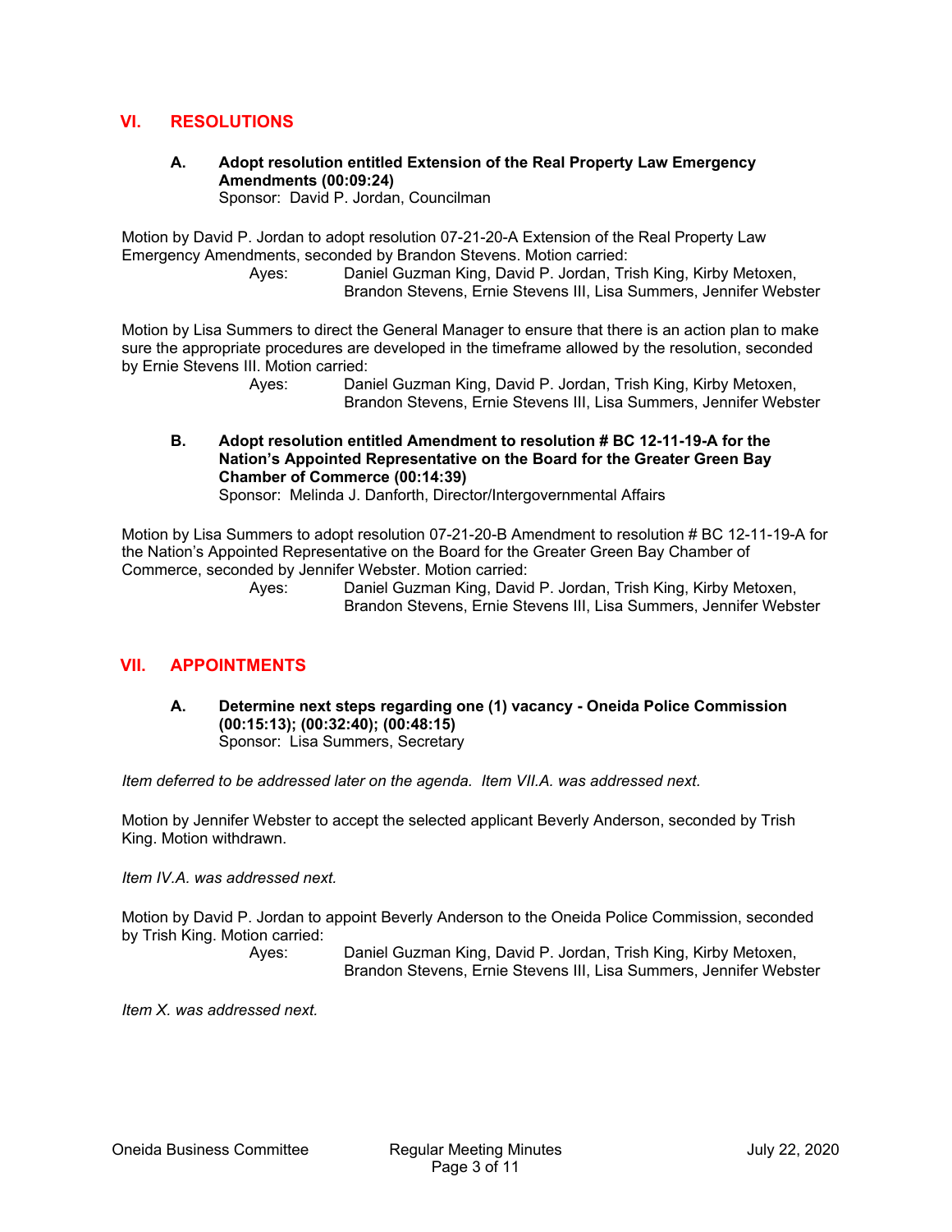## VI. RESOLUTIONS

**A. Adopt resolution entitled Extension of the Real Property Law Emergency Amendments (00:09:24)**
Sponsor: David P. Jordan, Councilman

Motion by David P. Jordan to adopt resolution 07-21-20-A Extension of the Real Property Law Emergency Amendments, seconded by Brandon Stevens. Motion carried:

Ayes: Daniel Guzman King, David P. Jordan, Trish King, Kirby Metoxen, Brandon Stevens, Ernie Stevens III, Lisa Summers, Jennifer Webster

Motion by Lisa Summers to direct the General Manager to ensure that there is an action plan to make sure the appropriate procedures are developed in the timeframe allowed by the resolution, seconded by Ernie Stevens III. Motion carried:

Ayes: Daniel Guzman King, David P. Jordan, Trish King, Kirby Metoxen, Brandon Stevens, Ernie Stevens III, Lisa Summers, Jennifer Webster

**B. Adopt resolution entitled Amendment to resolution # BC 12-11-19-A for the Nation's Appointed Representative on the Board for the Greater Green Bay Chamber of Commerce (00:14:39)**
Sponsor: Melinda J. Danforth, Director/Intergovernmental Affairs

Motion by Lisa Summers to adopt resolution 07-21-20-B Amendment to resolution # BC 12-11-19-A for the Nation's Appointed Representative on the Board for the Greater Green Bay Chamber of Commerce, seconded by Jennifer Webster. Motion carried:

Ayes: Daniel Guzman King, David P. Jordan, Trish King, Kirby Metoxen, Brandon Stevens, Ernie Stevens III, Lisa Summers, Jennifer Webster

## VII. APPOINTMENTS

**A. Determine next steps regarding one (1) vacancy - Oneida Police Commission (00:15:13); (00:32:40); (00:48:15)**
Sponsor: Lisa Summers, Secretary

*Item deferred to be addressed later on the agenda. Item VII.A. was addressed next.*

Motion by Jennifer Webster to accept the selected applicant Beverly Anderson, seconded by Trish King. Motion withdrawn.

*Item IV.A. was addressed next.*

Motion by David P. Jordan to appoint Beverly Anderson to the Oneida Police Commission, seconded by Trish King. Motion carried:

Ayes: Daniel Guzman King, David P. Jordan, Trish King, Kirby Metoxen, Brandon Stevens, Ernie Stevens III, Lisa Summers, Jennifer Webster

*Item X. was addressed next.*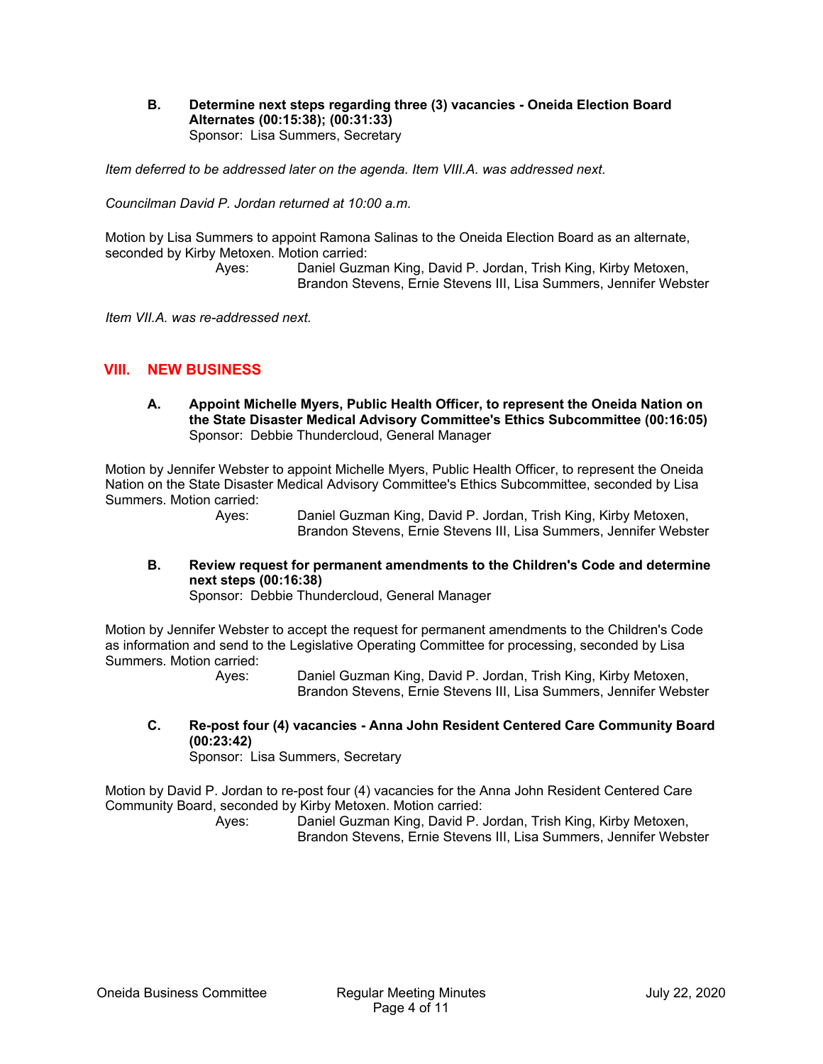**B. Determine next steps regarding three (3) vacancies - Oneida Election Board Alternates (00:15:38); (00:31:33)**
Sponsor: Lisa Summers, Secretary

*Item deferred to be addressed later on the agenda. Item VIII.A. was addressed next.*

*Councilman David P. Jordan returned at 10:00 a.m.*

Motion by Lisa Summers to appoint Ramona Salinas to the Oneida Election Board as an alternate, seconded by Kirby Metoxen. Motion carried:

Ayes: Daniel Guzman King, David P. Jordan, Trish King, Kirby Metoxen, Brandon Stevens, Ernie Stevens III, Lisa Summers, Jennifer Webster

*Item VII.A. was re-addressed next.*

## VIII. NEW BUSINESS

**A. Appoint Michelle Myers, Public Health Officer, to represent the Oneida Nation on the State Disaster Medical Advisory Committee's Ethics Subcommittee (00:16:05)**
Sponsor: Debbie Thundercloud, General Manager

Motion by Jennifer Webster to appoint Michelle Myers, Public Health Officer, to represent the Oneida Nation on the State Disaster Medical Advisory Committee's Ethics Subcommittee, seconded by Lisa Summers. Motion carried:

Ayes: Daniel Guzman King, David P. Jordan, Trish King, Kirby Metoxen, Brandon Stevens, Ernie Stevens III, Lisa Summers, Jennifer Webster

**B. Review request for permanent amendments to the Children's Code and determine next steps (00:16:38)**
Sponsor: Debbie Thundercloud, General Manager

Motion by Jennifer Webster to accept the request for permanent amendments to the Children's Code as information and send to the Legislative Operating Committee for processing, seconded by Lisa Summers. Motion carried:

Ayes: Daniel Guzman King, David P. Jordan, Trish King, Kirby Metoxen, Brandon Stevens, Ernie Stevens III, Lisa Summers, Jennifer Webster

**C. Re-post four (4) vacancies - Anna John Resident Centered Care Community Board (00:23:42)**
Sponsor: Lisa Summers, Secretary

Motion by David P. Jordan to re-post four (4) vacancies for the Anna John Resident Centered Care Community Board, seconded by Kirby Metoxen. Motion carried:

Ayes: Daniel Guzman King, David P. Jordan, Trish King, Kirby Metoxen, Brandon Stevens, Ernie Stevens III, Lisa Summers, Jennifer Webster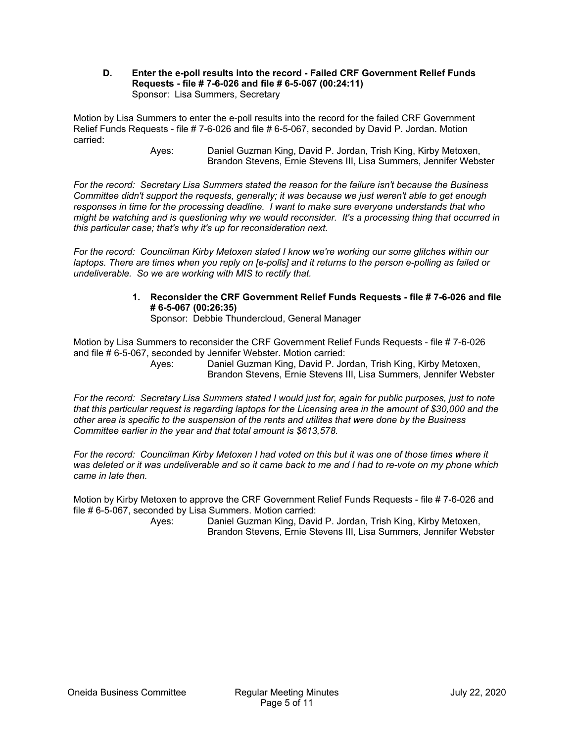**D. Enter the e-poll results into the record - Failed CRF Government Relief Funds Requests - file # 7-6-026 and file # 6-5-067 (00:24:11)**
Sponsor: Lisa Summers, Secretary

Motion by Lisa Summers to enter the e-poll results into the record for the failed CRF Government Relief Funds Requests - file # 7-6-026 and file # 6-5-067, seconded by David P. Jordan. Motion carried:

Ayes: Daniel Guzman King, David P. Jordan, Trish King, Kirby Metoxen, Brandon Stevens, Ernie Stevens III, Lisa Summers, Jennifer Webster

*For the record: Secretary Lisa Summers stated the reason for the failure isn't because the Business Committee didn't support the requests, generally; it was because we just weren't able to get enough responses in time for the processing deadline. I want to make sure everyone understands that who might be watching and is questioning why we would reconsider. It's a processing thing that occurred in this particular case; that's why it's up for reconsideration next.*

*For the record: Councilman Kirby Metoxen stated I know we're working our some glitches within our laptops. There are times when you reply on [e-polls] and it returns to the person e-polling as failed or undeliverable. So we are working with MIS to rectify that.*

**1. Reconsider the CRF Government Relief Funds Requests - file # 7-6-026 and file # 6-5-067 (00:26:35)**
Sponsor: Debbie Thundercloud, General Manager

Motion by Lisa Summers to reconsider the CRF Government Relief Funds Requests - file # 7-6-026 and file # 6-5-067, seconded by Jennifer Webster. Motion carried:

Ayes: Daniel Guzman King, David P. Jordan, Trish King, Kirby Metoxen, Brandon Stevens, Ernie Stevens III, Lisa Summers, Jennifer Webster

*For the record: Secretary Lisa Summers stated I would just for, again for public purposes, just to note that this particular request is regarding laptops for the Licensing area in the amount of $30,000 and the other area is specific to the suspension of the rents and utilites that were done by the Business Committee earlier in the year and that total amount is $613,578.*

*For the record: Councilman Kirby Metoxen I had voted on this but it was one of those times where it was deleted or it was undeliverable and so it came back to me and I had to re-vote on my phone which came in late then.*

Motion by Kirby Metoxen to approve the CRF Government Relief Funds Requests - file # 7-6-026 and file # 6-5-067, seconded by Lisa Summers. Motion carried:

Ayes: Daniel Guzman King, David P. Jordan, Trish King, Kirby Metoxen, Brandon Stevens, Ernie Stevens III, Lisa Summers, Jennifer Webster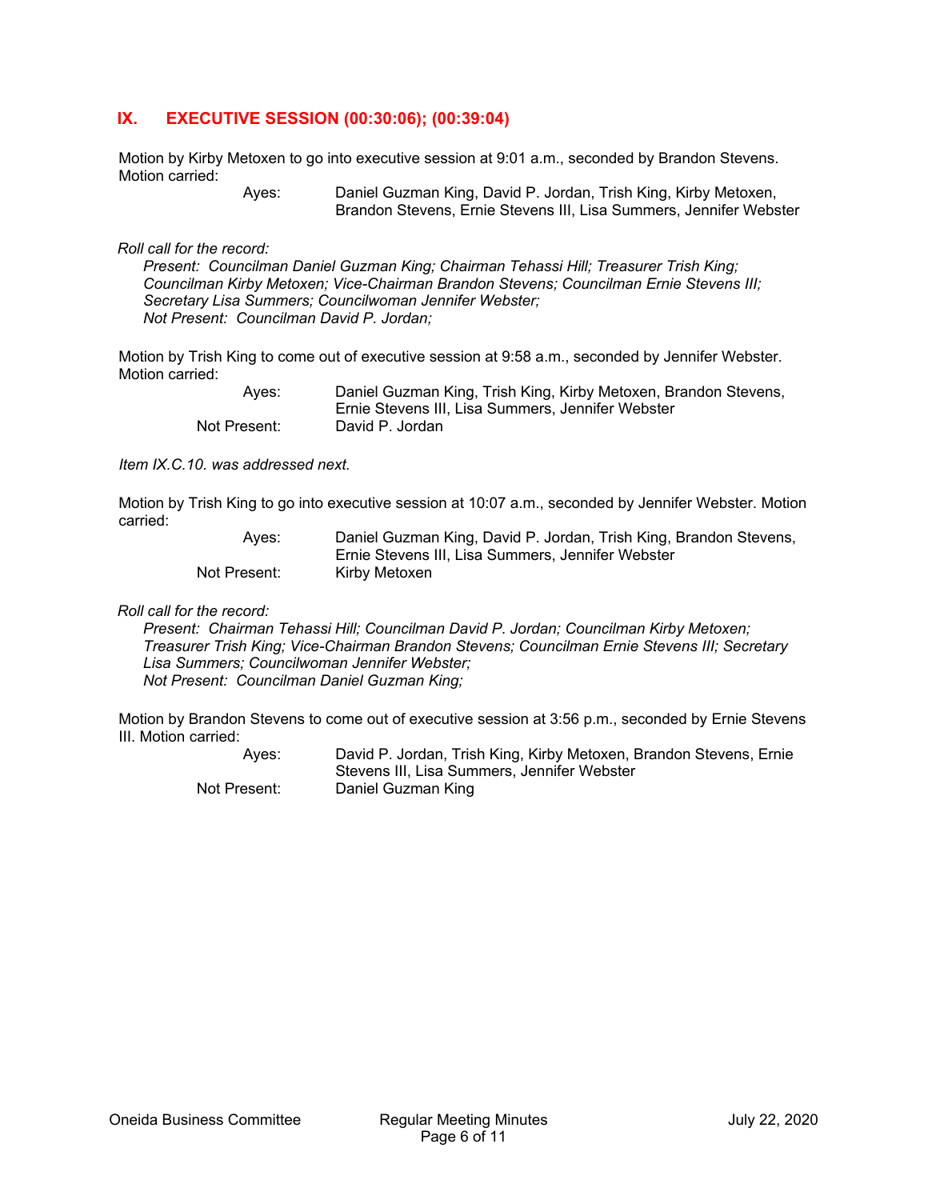## IX. EXECUTIVE SESSION (00:30:06); (00:39:04)

Motion by Kirby Metoxen to go into executive session at 9:01 a.m., seconded by Brandon Stevens. Motion carried:

Ayes: Daniel Guzman King, David P. Jordan, Trish King, Kirby Metoxen, Brandon Stevens, Ernie Stevens III, Lisa Summers, Jennifer Webster

*Roll call for the record:*
*Present: Councilman Daniel Guzman King; Chairman Tehassi Hill; Treasurer Trish King; Councilman Kirby Metoxen; Vice-Chairman Brandon Stevens; Councilman Ernie Stevens III; Secretary Lisa Summers; Councilwoman Jennifer Webster;*
*Not Present: Councilman David P. Jordan;*

Motion by Trish King to come out of executive session at 9:58 a.m., seconded by Jennifer Webster. Motion carried:

Ayes: Daniel Guzman King, Trish King, Kirby Metoxen, Brandon Stevens, Ernie Stevens III, Lisa Summers, Jennifer Webster
Not Present: David P. Jordan

*Item IX.C.10. was addressed next.*

Motion by Trish King to go into executive session at 10:07 a.m., seconded by Jennifer Webster. Motion carried:

Ayes: Daniel Guzman King, David P. Jordan, Trish King, Brandon Stevens, Ernie Stevens III, Lisa Summers, Jennifer Webster
Not Present: Kirby Metoxen

*Roll call for the record:*
*Present: Chairman Tehassi Hill; Councilman David P. Jordan; Councilman Kirby Metoxen; Treasurer Trish King; Vice-Chairman Brandon Stevens; Councilman Ernie Stevens III; Secretary Lisa Summers; Councilwoman Jennifer Webster;*
*Not Present: Councilman Daniel Guzman King;*

Motion by Brandon Stevens to come out of executive session at 3:56 p.m., seconded by Ernie Stevens III. Motion carried:

Ayes: David P. Jordan, Trish King, Kirby Metoxen, Brandon Stevens, Ernie Stevens III, Lisa Summers, Jennifer Webster
Not Present: Daniel Guzman King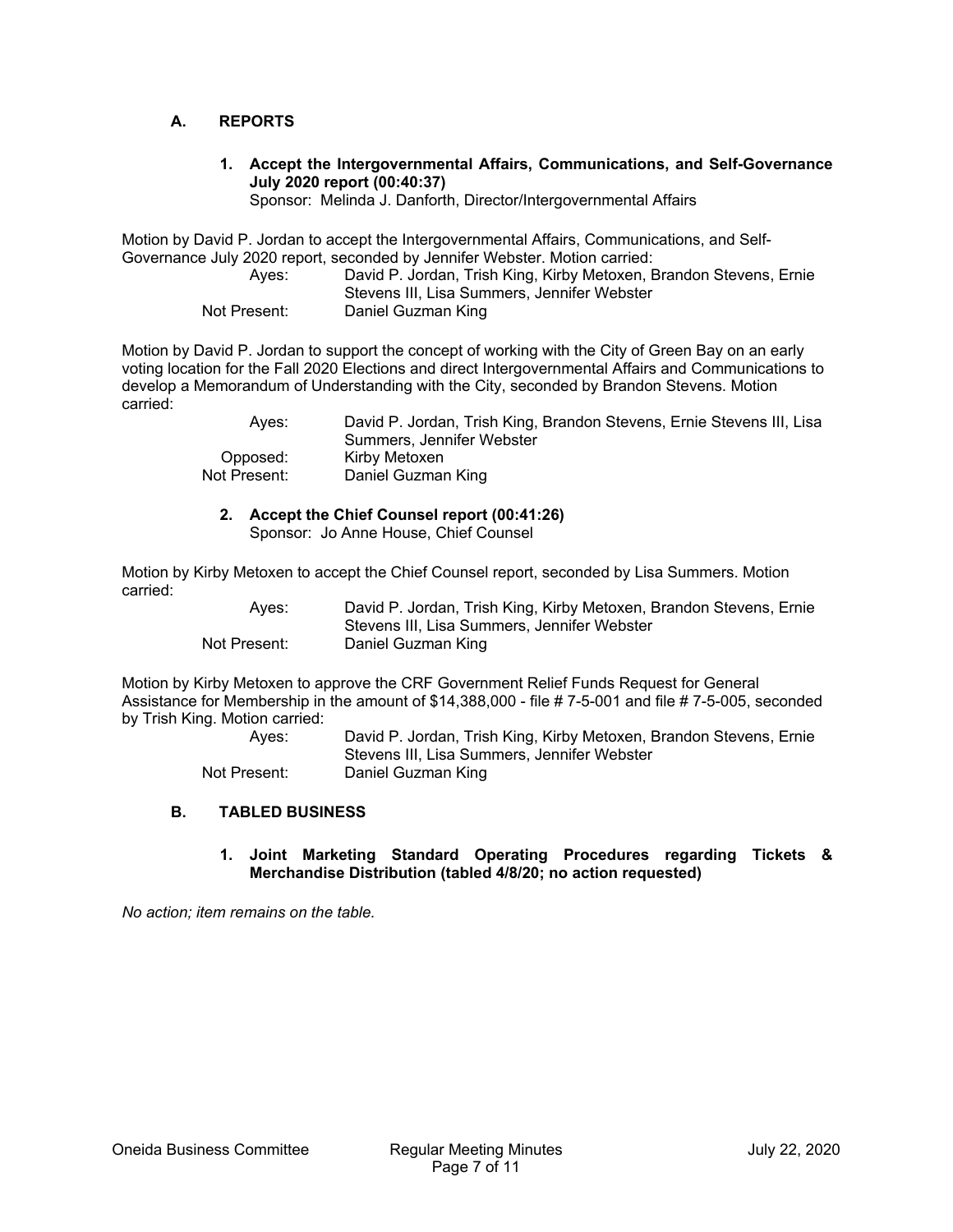## A. REPORTS

**1. Accept the Intergovernmental Affairs, Communications, and Self-Governance July 2020 report (00:40:37)**
Sponsor: Melinda J. Danforth, Director/Intergovernmental Affairs

Motion by David P. Jordan to accept the Intergovernmental Affairs, Communications, and Self-Governance July 2020 report, seconded by Jennifer Webster. Motion carried:

| | |
|---|---|
| Ayes: | David P. Jordan, Trish King, Kirby Metoxen, Brandon Stevens, Ernie Stevens III, Lisa Summers, Jennifer Webster |
| Not Present: | Daniel Guzman King |

Motion by David P. Jordan to support the concept of working with the City of Green Bay on an early voting location for the Fall 2020 Elections and direct Intergovernmental Affairs and Communications to develop a Memorandum of Understanding with the City, seconded by Brandon Stevens. Motion carried:

| | |
|---|---|
| Ayes: | David P. Jordan, Trish King, Brandon Stevens, Ernie Stevens III, Lisa Summers, Jennifer Webster |
| Opposed: | Kirby Metoxen |
| Not Present: | Daniel Guzman King |

**2. Accept the Chief Counsel report (00:41:26)**
Sponsor: Jo Anne House, Chief Counsel

Motion by Kirby Metoxen to accept the Chief Counsel report, seconded by Lisa Summers. Motion carried:

| | |
|---|---|
| Ayes: | David P. Jordan, Trish King, Kirby Metoxen, Brandon Stevens, Ernie Stevens III, Lisa Summers, Jennifer Webster |
| Not Present: | Daniel Guzman King |

Motion by Kirby Metoxen to approve the CRF Government Relief Funds Request for General Assistance for Membership in the amount of $14,388,000 - file # 7-5-001 and file # 7-5-005, seconded by Trish King. Motion carried:

| | |
|---|---|
| Ayes: | David P. Jordan, Trish King, Kirby Metoxen, Brandon Stevens, Ernie Stevens III, Lisa Summers, Jennifer Webster |
| Not Present: | Daniel Guzman King |

## B. TABLED BUSINESS

**1. Joint Marketing Standard Operating Procedures regarding Tickets & Merchandise Distribution (tabled 4/8/20; no action requested)**

*No action; item remains on the table.*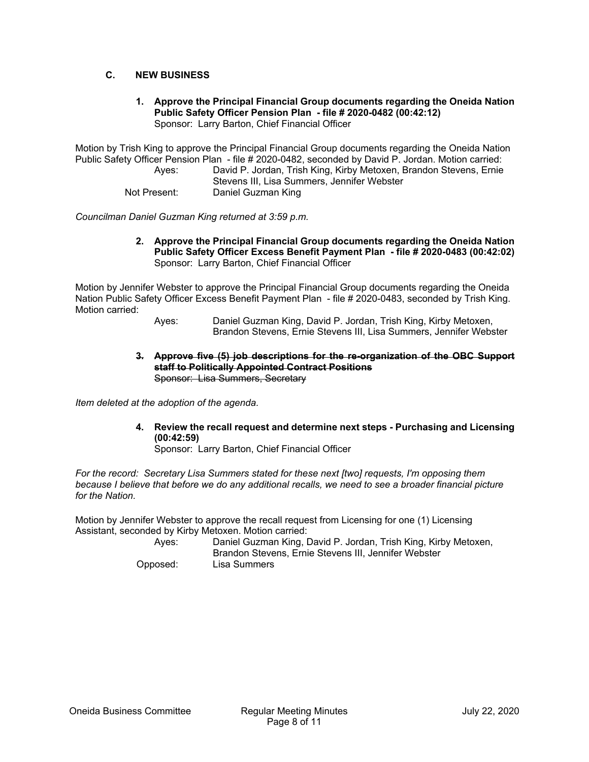## C. NEW BUSINESS

**1. Approve the Principal Financial Group documents regarding the Oneida Nation Public Safety Officer Pension Plan - file # 2020-0482 (00:42:12)**
Sponsor: Larry Barton, Chief Financial Officer

Motion by Trish King to approve the Principal Financial Group documents regarding the Oneida Nation Public Safety Officer Pension Plan - file # 2020-0482, seconded by David P. Jordan. Motion carried:

Ayes: David P. Jordan, Trish King, Kirby Metoxen, Brandon Stevens, Ernie Stevens III, Lisa Summers, Jennifer Webster
Not Present: Daniel Guzman King

*Councilman Daniel Guzman King returned at 3:59 p.m.*

**2. Approve the Principal Financial Group documents regarding the Oneida Nation Public Safety Officer Excess Benefit Payment Plan - file # 2020-0483 (00:42:02)**
Sponsor: Larry Barton, Chief Financial Officer

Motion by Jennifer Webster to approve the Principal Financial Group documents regarding the Oneida Nation Public Safety Officer Excess Benefit Payment Plan - file # 2020-0483, seconded by Trish King. Motion carried:

Ayes: Daniel Guzman King, David P. Jordan, Trish King, Kirby Metoxen, Brandon Stevens, Ernie Stevens III, Lisa Summers, Jennifer Webster

~~**3. Approve five (5) job descriptions for the re-organization of the OBC Support staff to Politically Appointed Contract Positions**~~
~~Sponsor: Lisa Summers, Secretary~~

*Item deleted at the adoption of the agenda.*

**4. Review the recall request and determine next steps - Purchasing and Licensing (00:42:59)**
Sponsor: Larry Barton, Chief Financial Officer

*For the record: Secretary Lisa Summers stated for these next [two] requests, I'm opposing them because I believe that before we do any additional recalls, we need to see a broader financial picture for the Nation.*

Motion by Jennifer Webster to approve the recall request from Licensing for one (1) Licensing Assistant, seconded by Kirby Metoxen. Motion carried:

Ayes: Daniel Guzman King, David P. Jordan, Trish King, Kirby Metoxen, Brandon Stevens, Ernie Stevens III, Jennifer Webster
Opposed: Lisa Summers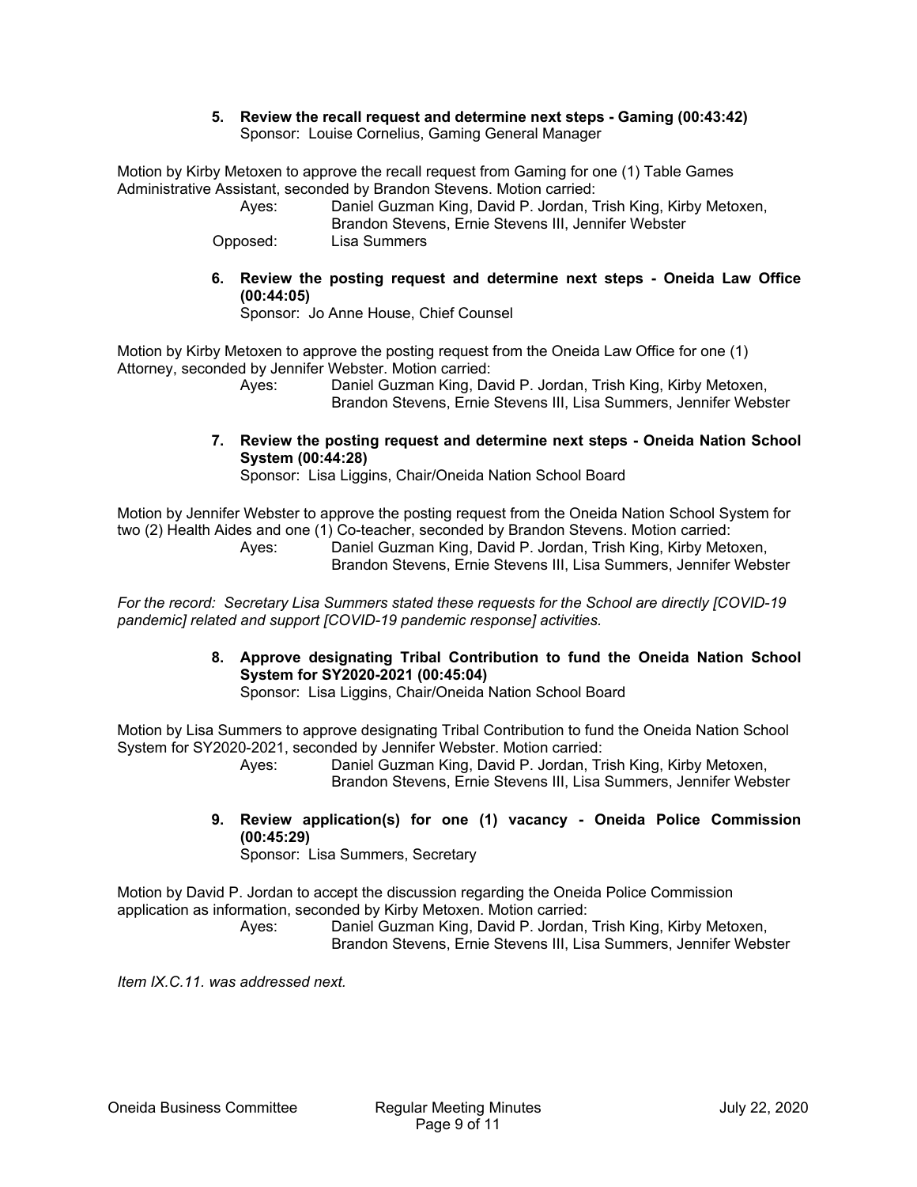**5. Review the recall request and determine next steps - Gaming (00:43:42)**
Sponsor: Louise Cornelius, Gaming General Manager

Motion by Kirby Metoxen to approve the recall request from Gaming for one (1) Table Games Administrative Assistant, seconded by Brandon Stevens. Motion carried:

Ayes: Daniel Guzman King, David P. Jordan, Trish King, Kirby Metoxen, Brandon Stevens, Ernie Stevens III, Jennifer Webster

Opposed: Lisa Summers

**6. Review the posting request and determine next steps - Oneida Law Office (00:44:05)**
Sponsor: Jo Anne House, Chief Counsel

Motion by Kirby Metoxen to approve the posting request from the Oneida Law Office for one (1) Attorney, seconded by Jennifer Webster. Motion carried:

Ayes: Daniel Guzman King, David P. Jordan, Trish King, Kirby Metoxen, Brandon Stevens, Ernie Stevens III, Lisa Summers, Jennifer Webster

**7. Review the posting request and determine next steps - Oneida Nation School System (00:44:28)**
Sponsor: Lisa Liggins, Chair/Oneida Nation School Board

Motion by Jennifer Webster to approve the posting request from the Oneida Nation School System for two (2) Health Aides and one (1) Co-teacher, seconded by Brandon Stevens. Motion carried:

Ayes: Daniel Guzman King, David P. Jordan, Trish King, Kirby Metoxen, Brandon Stevens, Ernie Stevens III, Lisa Summers, Jennifer Webster

*For the record: Secretary Lisa Summers stated these requests for the School are directly [COVID-19 pandemic] related and support [COVID-19 pandemic response] activities.*

**8. Approve designating Tribal Contribution to fund the Oneida Nation School System for SY2020-2021 (00:45:04)**
Sponsor: Lisa Liggins, Chair/Oneida Nation School Board

Motion by Lisa Summers to approve designating Tribal Contribution to fund the Oneida Nation School System for SY2020-2021, seconded by Jennifer Webster. Motion carried:

Ayes: Daniel Guzman King, David P. Jordan, Trish King, Kirby Metoxen, Brandon Stevens, Ernie Stevens III, Lisa Summers, Jennifer Webster

**9. Review application(s) for one (1) vacancy - Oneida Police Commission (00:45:29)**
Sponsor: Lisa Summers, Secretary

Motion by David P. Jordan to accept the discussion regarding the Oneida Police Commission application as information, seconded by Kirby Metoxen. Motion carried:

Ayes: Daniel Guzman King, David P. Jordan, Trish King, Kirby Metoxen, Brandon Stevens, Ernie Stevens III, Lisa Summers, Jennifer Webster

*Item IX.C.11. was addressed next.*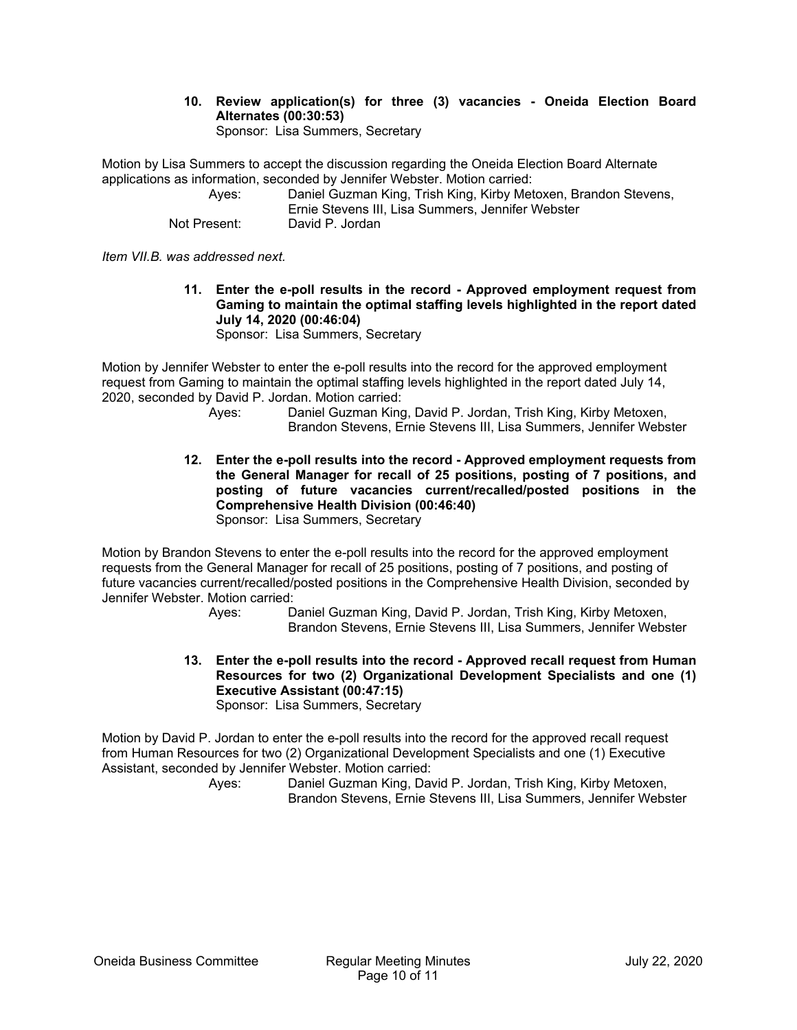**10. Review application(s) for three (3) vacancies - Oneida Election Board Alternates (00:30:53)**
Sponsor: Lisa Summers, Secretary

Motion by Lisa Summers to accept the discussion regarding the Oneida Election Board Alternate applications as information, seconded by Jennifer Webster. Motion carried:

Ayes: Daniel Guzman King, Trish King, Kirby Metoxen, Brandon Stevens, Ernie Stevens III, Lisa Summers, Jennifer Webster
Not Present: David P. Jordan

*Item VII.B. was addressed next.*

**11. Enter the e-poll results in the record - Approved employment request from Gaming to maintain the optimal staffing levels highlighted in the report dated July 14, 2020 (00:46:04)**
Sponsor: Lisa Summers, Secretary

Motion by Jennifer Webster to enter the e-poll results into the record for the approved employment request from Gaming to maintain the optimal staffing levels highlighted in the report dated July 14, 2020, seconded by David P. Jordan. Motion carried:

Ayes: Daniel Guzman King, David P. Jordan, Trish King, Kirby Metoxen, Brandon Stevens, Ernie Stevens III, Lisa Summers, Jennifer Webster

**12. Enter the e-poll results into the record - Approved employment requests from the General Manager for recall of 25 positions, posting of 7 positions, and posting of future vacancies current/recalled/posted positions in the Comprehensive Health Division (00:46:40)**
Sponsor: Lisa Summers, Secretary

Motion by Brandon Stevens to enter the e-poll results into the record for the approved employment requests from the General Manager for recall of 25 positions, posting of 7 positions, and posting of future vacancies current/recalled/posted positions in the Comprehensive Health Division, seconded by Jennifer Webster. Motion carried:

Ayes: Daniel Guzman King, David P. Jordan, Trish King, Kirby Metoxen, Brandon Stevens, Ernie Stevens III, Lisa Summers, Jennifer Webster

**13. Enter the e-poll results into the record - Approved recall request from Human Resources for two (2) Organizational Development Specialists and one (1) Executive Assistant (00:47:15)**
Sponsor: Lisa Summers, Secretary

Motion by David P. Jordan to enter the e-poll results into the record for the approved recall request from Human Resources for two (2) Organizational Development Specialists and one (1) Executive Assistant, seconded by Jennifer Webster. Motion carried:

Ayes: Daniel Guzman King, David P. Jordan, Trish King, Kirby Metoxen, Brandon Stevens, Ernie Stevens III, Lisa Summers, Jennifer Webster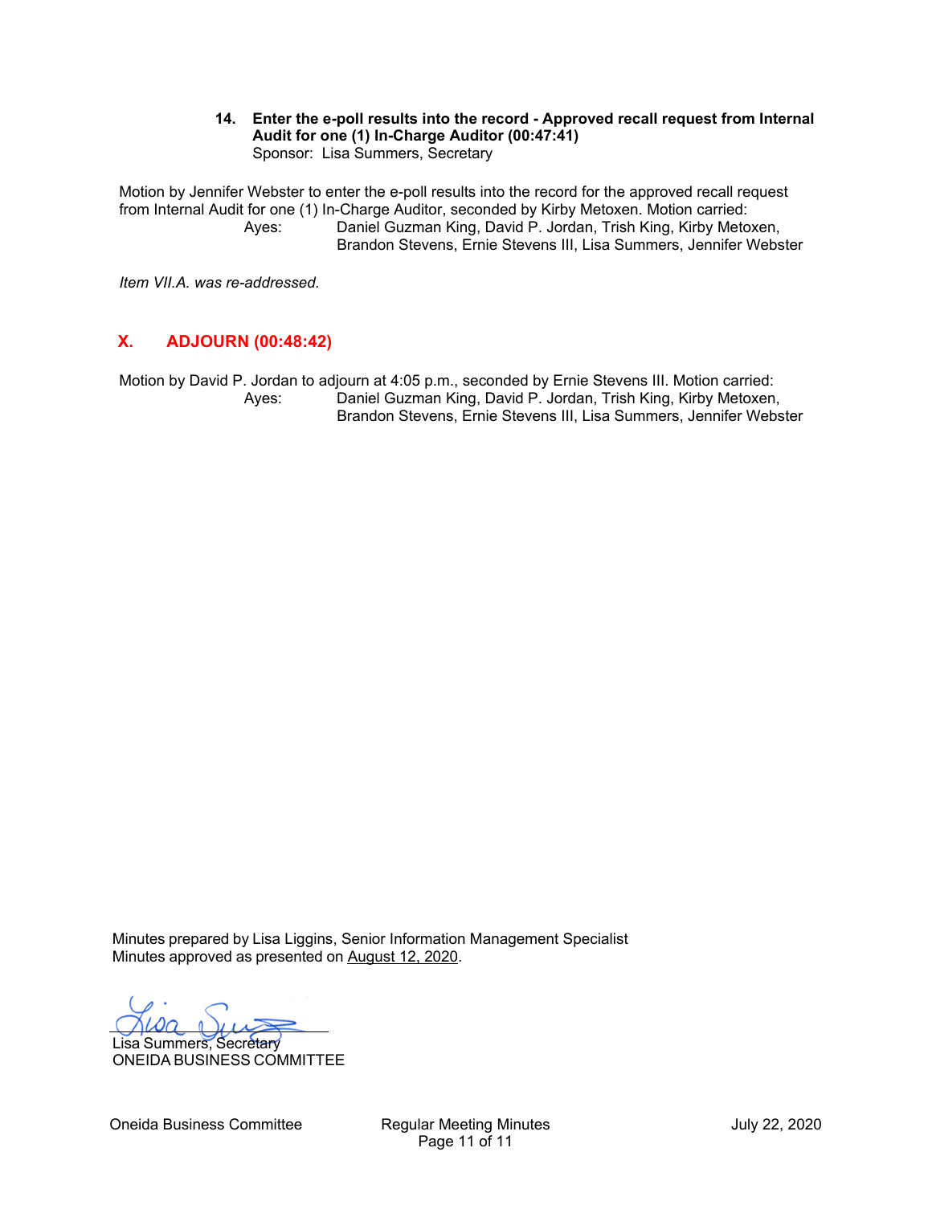**14. Enter the e-poll results into the record - Approved recall request from Internal Audit for one (1) In-Charge Auditor (00:47:41)**
Sponsor: Lisa Summers, Secretary

Motion by Jennifer Webster to enter the e-poll results into the record for the approved recall request from Internal Audit for one (1) In-Charge Auditor, seconded by Kirby Metoxen. Motion carried:

Ayes: Daniel Guzman King, David P. Jordan, Trish King, Kirby Metoxen, Brandon Stevens, Ernie Stevens III, Lisa Summers, Jennifer Webster

*Item VII.A. was re-addressed.*

## X. ADJOURN (00:48:42)

Motion by David P. Jordan to adjourn at 4:05 p.m., seconded by Ernie Stevens III. Motion carried:

Ayes: Daniel Guzman King, David P. Jordan, Trish King, Kirby Metoxen, Brandon Stevens, Ernie Stevens III, Lisa Summers, Jennifer Webster

Minutes prepared by Lisa Liggins, Senior Information Management Specialist
Minutes approved as presented on August 12, 2020.

Lisa Summers, Secretary
ONEIDA BUSINESS COMMITTEE